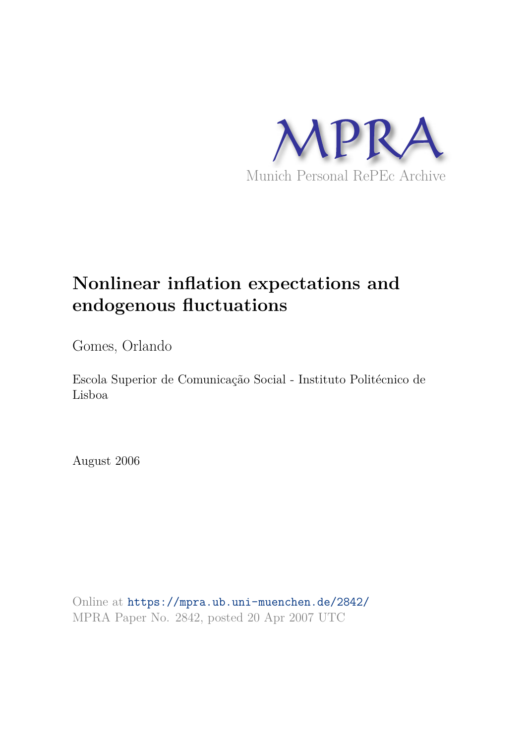MPRA

Munich Personal RePEc Archive

# Nonlinear inflation expectations and endogenous fluctuations

Gomes, Orlando

Escola Superior de Comunicação Social - Instituto Politécnico de Lisboa

August 2006

Online at https://mpra.ub.uni-muenchen.de/2842/
MPRA Paper No. 2842, posted 20 Apr 2007 UTC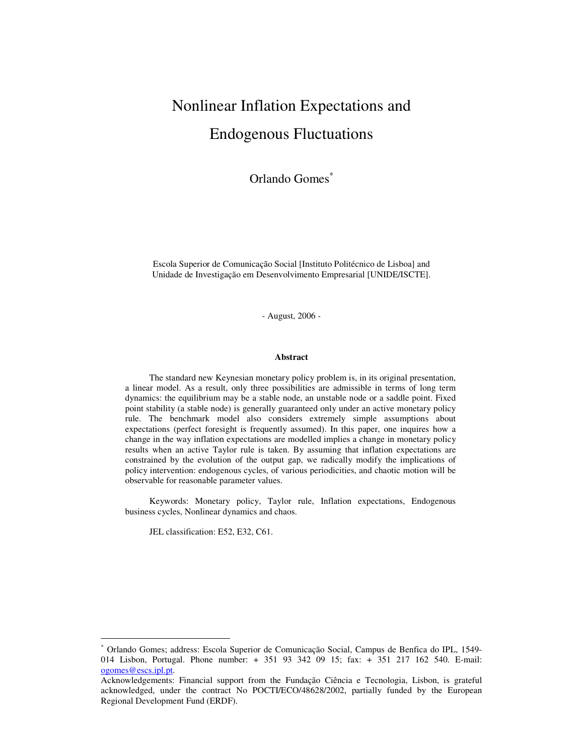# Nonlinear Inflation Expectations and Endogenous Fluctuations

Orlando Gomes[*]

Escola Superior de Comunicação Social [Instituto Politécnico de Lisboa] and Unidade de Investigação em Desenvolvimento Empresarial [UNIDE/ISCTE].

- August, 2006 -

**Abstract**

The standard new Keynesian monetary policy problem is, in its original presentation, a linear model. As a result, only three possibilities are admissible in terms of long term dynamics: the equilibrium may be a stable node, an unstable node or a saddle point. Fixed point stability (a stable node) is generally guaranteed only under an active monetary policy rule. The benchmark model also considers extremely simple assumptions about expectations (perfect foresight is frequently assumed). In this paper, one inquires how a change in the way inflation expectations are modelled implies a change in monetary policy results when an active Taylor rule is taken. By assuming that inflation expectations are constrained by the evolution of the output gap, we radically modify the implications of policy intervention: endogenous cycles, of various periodicities, and chaotic motion will be observable for reasonable parameter values.

Keywords: Monetary policy, Taylor rule, Inflation expectations, Endogenous business cycles, Nonlinear dynamics and chaos.

JEL classification: E52, E32, C61.

---

[*] Orlando Gomes; address: Escola Superior de Comunicação Social, Campus de Benfica do IPL, 1549-014 Lisbon, Portugal. Phone number: + 351 93 342 09 15; fax: + 351 217 162 540. E-mail: ogomes@escs.ipl.pt.

Acknowledgements: Financial support from the Fundação Ciência e Tecnologia, Lisbon, is grateful acknowledged, under the contract No POCTI/ECO/48628/2002, partially funded by the European Regional Development Fund (ERDF).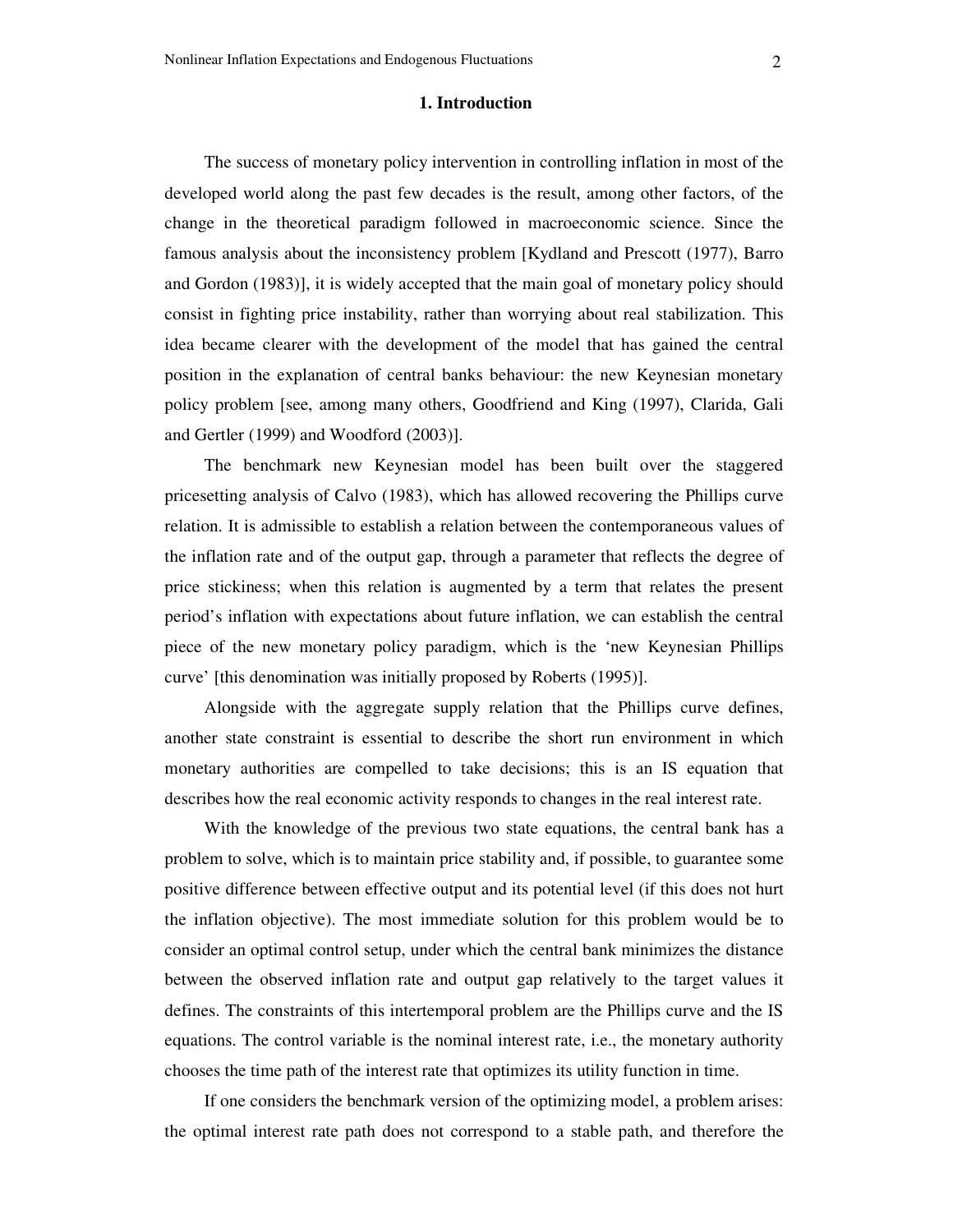## 1. Introduction

The success of monetary policy intervention in controlling inflation in most of the developed world along the past few decades is the result, among other factors, of the change in the theoretical paradigm followed in macroeconomic science. Since the famous analysis about the inconsistency problem [Kydland and Prescott (1977), Barro and Gordon (1983)], it is widely accepted that the main goal of monetary policy should consist in fighting price instability, rather than worrying about real stabilization. This idea became clearer with the development of the model that has gained the central position in the explanation of central banks behaviour: the new Keynesian monetary policy problem [see, among many others, Goodfriend and King (1997), Clarida, Gali and Gertler (1999) and Woodford (2003)].

The benchmark new Keynesian model has been built over the staggered pricesetting analysis of Calvo (1983), which has allowed recovering the Phillips curve relation. It is admissible to establish a relation between the contemporaneous values of the inflation rate and of the output gap, through a parameter that reflects the degree of price stickiness; when this relation is augmented by a term that relates the present period's inflation with expectations about future inflation, we can establish the central piece of the new monetary policy paradigm, which is the 'new Keynesian Phillips curve' [this denomination was initially proposed by Roberts (1995)].

Alongside with the aggregate supply relation that the Phillips curve defines, another state constraint is essential to describe the short run environment in which monetary authorities are compelled to take decisions; this is an IS equation that describes how the real economic activity responds to changes in the real interest rate.

With the knowledge of the previous two state equations, the central bank has a problem to solve, which is to maintain price stability and, if possible, to guarantee some positive difference between effective output and its potential level (if this does not hurt the inflation objective). The most immediate solution for this problem would be to consider an optimal control setup, under which the central bank minimizes the distance between the observed inflation rate and output gap relatively to the target values it defines. The constraints of this intertemporal problem are the Phillips curve and the IS equations. The control variable is the nominal interest rate, i.e., the monetary authority chooses the time path of the interest rate that optimizes its utility function in time.

If one considers the benchmark version of the optimizing model, a problem arises: the optimal interest rate path does not correspond to a stable path, and therefore the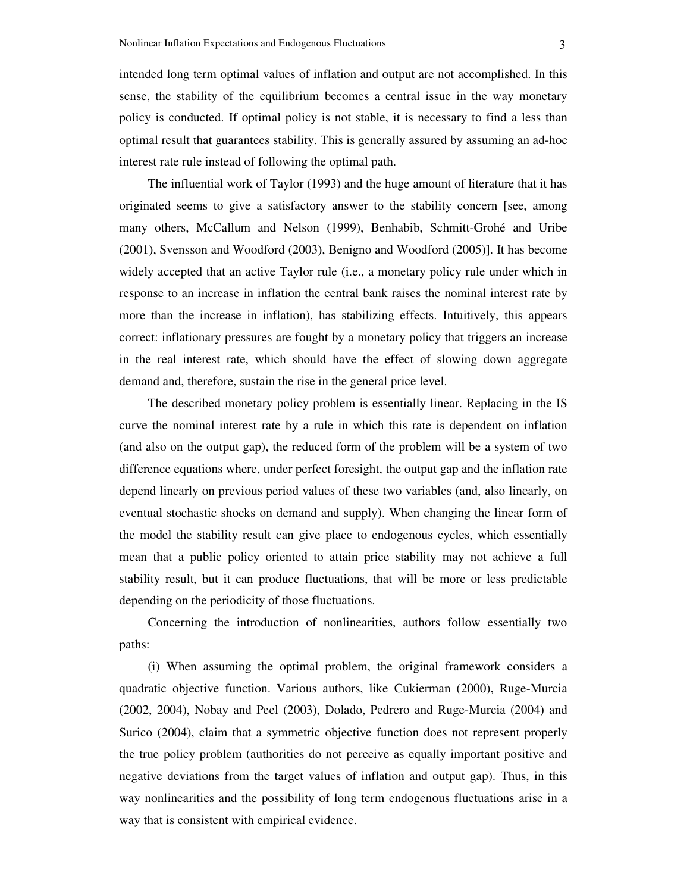intended long term optimal values of inflation and output are not accomplished. In this sense, the stability of the equilibrium becomes a central issue in the way monetary policy is conducted. If optimal policy is not stable, it is necessary to find a less than optimal result that guarantees stability. This is generally assured by assuming an ad-hoc interest rate rule instead of following the optimal path.

The influential work of Taylor (1993) and the huge amount of literature that it has originated seems to give a satisfactory answer to the stability concern [see, among many others, McCallum and Nelson (1999), Benhabib, Schmitt-Grohé and Uribe (2001), Svensson and Woodford (2003), Benigno and Woodford (2005)]. It has become widely accepted that an active Taylor rule (i.e., a monetary policy rule under which in response to an increase in inflation the central bank raises the nominal interest rate by more than the increase in inflation), has stabilizing effects. Intuitively, this appears correct: inflationary pressures are fought by a monetary policy that triggers an increase in the real interest rate, which should have the effect of slowing down aggregate demand and, therefore, sustain the rise in the general price level.

The described monetary policy problem is essentially linear. Replacing in the IS curve the nominal interest rate by a rule in which this rate is dependent on inflation (and also on the output gap), the reduced form of the problem will be a system of two difference equations where, under perfect foresight, the output gap and the inflation rate depend linearly on previous period values of these two variables (and, also linearly, on eventual stochastic shocks on demand and supply). When changing the linear form of the model the stability result can give place to endogenous cycles, which essentially mean that a public policy oriented to attain price stability may not achieve a full stability result, but it can produce fluctuations, that will be more or less predictable depending on the periodicity of those fluctuations.

Concerning the introduction of nonlinearities, authors follow essentially two paths:

(i) When assuming the optimal problem, the original framework considers a quadratic objective function. Various authors, like Cukierman (2000), Ruge-Murcia (2002, 2004), Nobay and Peel (2003), Dolado, Pedrero and Ruge-Murcia (2004) and Surico (2004), claim that a symmetric objective function does not represent properly the true policy problem (authorities do not perceive as equally important positive and negative deviations from the target values of inflation and output gap). Thus, in this way nonlinearities and the possibility of long term endogenous fluctuations arise in a way that is consistent with empirical evidence.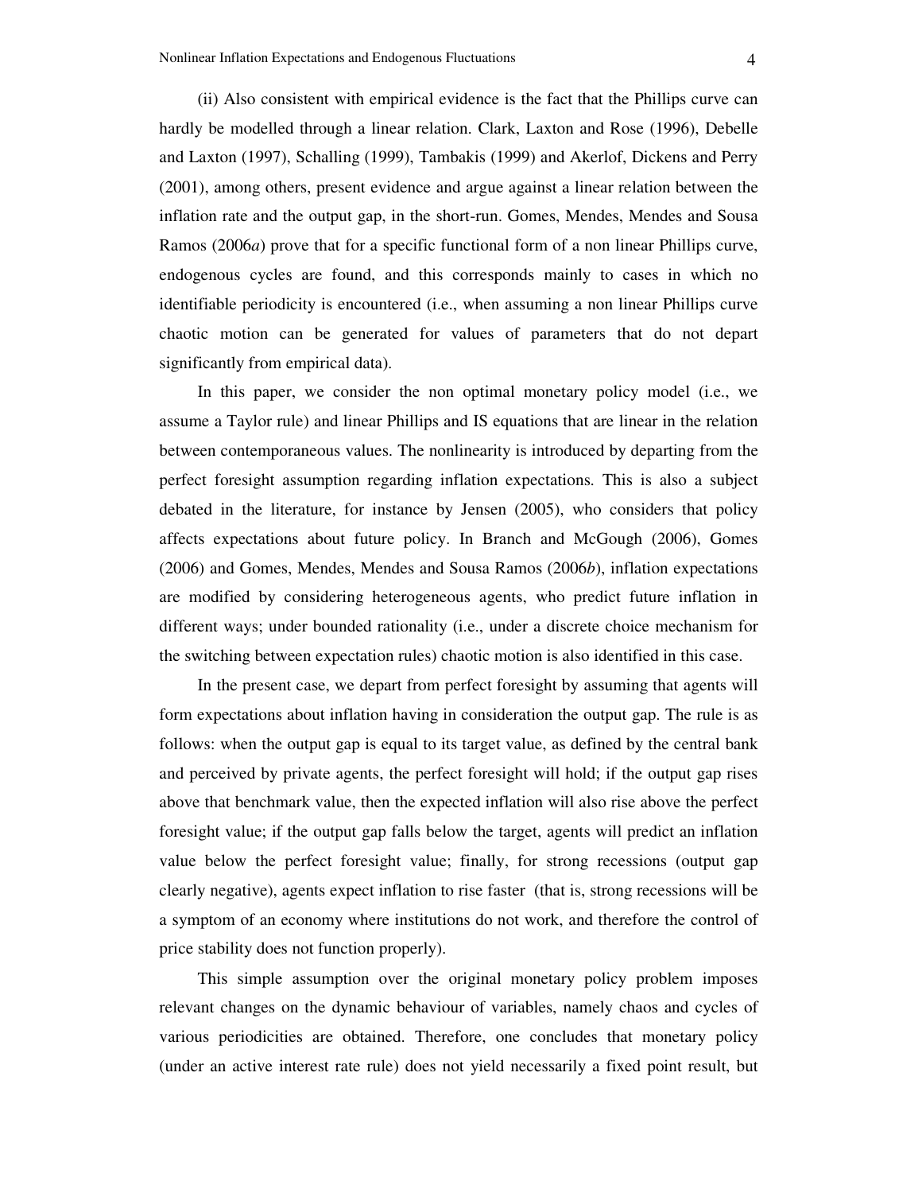(ii) Also consistent with empirical evidence is the fact that the Phillips curve can hardly be modelled through a linear relation. Clark, Laxton and Rose (1996), Debelle and Laxton (1997), Schalling (1999), Tambakis (1999) and Akerlof, Dickens and Perry (2001), among others, present evidence and argue against a linear relation between the inflation rate and the output gap, in the short-run. Gomes, Mendes, Mendes and Sousa Ramos (2006*a*) prove that for a specific functional form of a non linear Phillips curve, endogenous cycles are found, and this corresponds mainly to cases in which no identifiable periodicity is encountered (i.e., when assuming a non linear Phillips curve chaotic motion can be generated for values of parameters that do not depart significantly from empirical data).

In this paper, we consider the non optimal monetary policy model (i.e., we assume a Taylor rule) and linear Phillips and IS equations that are linear in the relation between contemporaneous values. The nonlinearity is introduced by departing from the perfect foresight assumption regarding inflation expectations. This is also a subject debated in the literature, for instance by Jensen (2005), who considers that policy affects expectations about future policy. In Branch and McGough (2006), Gomes (2006) and Gomes, Mendes, Mendes and Sousa Ramos (2006*b*), inflation expectations are modified by considering heterogeneous agents, who predict future inflation in different ways; under bounded rationality (i.e., under a discrete choice mechanism for the switching between expectation rules) chaotic motion is also identified in this case.

In the present case, we depart from perfect foresight by assuming that agents will form expectations about inflation having in consideration the output gap. The rule is as follows: when the output gap is equal to its target value, as defined by the central bank and perceived by private agents, the perfect foresight will hold; if the output gap rises above that benchmark value, then the expected inflation will also rise above the perfect foresight value; if the output gap falls below the target, agents will predict an inflation value below the perfect foresight value; finally, for strong recessions (output gap clearly negative), agents expect inflation to rise faster (that is, strong recessions will be a symptom of an economy where institutions do not work, and therefore the control of price stability does not function properly).

This simple assumption over the original monetary policy problem imposes relevant changes on the dynamic behaviour of variables, namely chaos and cycles of various periodicities are obtained. Therefore, one concludes that monetary policy (under an active interest rate rule) does not yield necessarily a fixed point result, but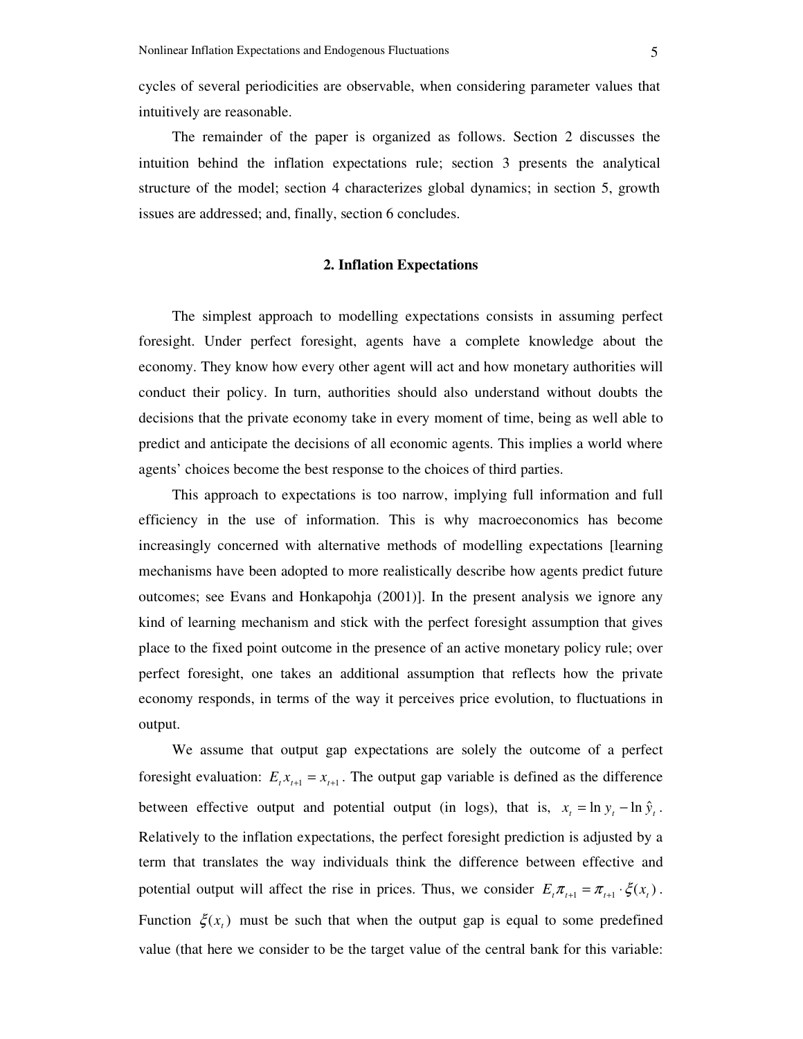cycles of several periodicities are observable, when considering parameter values that intuitively are reasonable.

The remainder of the paper is organized as follows. Section 2 discusses the intuition behind the inflation expectations rule; section 3 presents the analytical structure of the model; section 4 characterizes global dynamics; in section 5, growth issues are addressed; and, finally, section 6 concludes.

## 2. Inflation Expectations

The simplest approach to modelling expectations consists in assuming perfect foresight. Under perfect foresight, agents have a complete knowledge about the economy. They know how every other agent will act and how monetary authorities will conduct their policy. In turn, authorities should also understand without doubts the decisions that the private economy take in every moment of time, being as well able to predict and anticipate the decisions of all economic agents. This implies a world where agents' choices become the best response to the choices of third parties.

This approach to expectations is too narrow, implying full information and full efficiency in the use of information. This is why macroeconomics has become increasingly concerned with alternative methods of modelling expectations [learning mechanisms have been adopted to more realistically describe how agents predict future outcomes; see Evans and Honkapohja (2001)]. In the present analysis we ignore any kind of learning mechanism and stick with the perfect foresight assumption that gives place to the fixed point outcome in the presence of an active monetary policy rule; over perfect foresight, one takes an additional assumption that reflects how the private economy responds, in terms of the way it perceives price evolution, to fluctuations in output.

We assume that output gap expectations are solely the outcome of a perfect foresight evaluation: $E_t x_{t+1} = x_{t+1}$. The output gap variable is defined as the difference between effective output and potential output (in logs), that is, $x_t = \ln y_t - \ln \hat{y}_t$. Relatively to the inflation expectations, the perfect foresight prediction is adjusted by a term that translates the way individuals think the difference between effective and potential output will affect the rise in prices. Thus, we consider $E_t \pi_{t+1} = \pi_{t+1} \cdot \xi(x_t)$. Function $\xi(x_t)$ must be such that when the output gap is equal to some predefined value (that here we consider to be the target value of the central bank for this variable: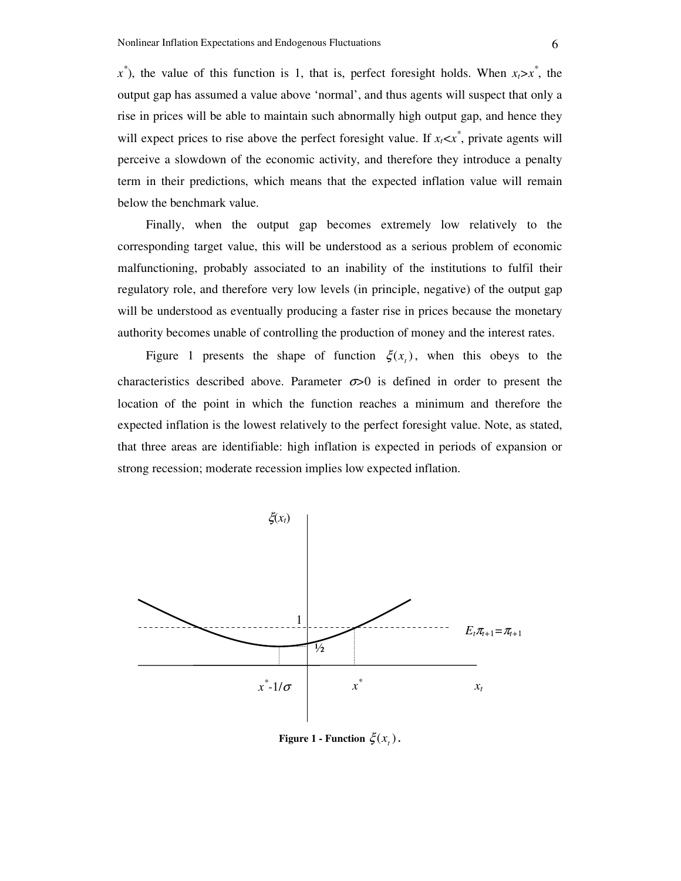$x^*$), the value of this function is 1, that is, perfect foresight holds. When $x_t > x^*$, the output gap has assumed a value above 'normal', and thus agents will suspect that only a rise in prices will be able to maintain such abnormally high output gap, and hence they will expect prices to rise above the perfect foresight value. If $x_t < x^*$, private agents will perceive a slowdown of the economic activity, and therefore they introduce a penalty term in their predictions, which means that the expected inflation value will remain below the benchmark value.

Finally, when the output gap becomes extremely low relatively to the corresponding target value, this will be understood as a serious problem of economic malfunctioning, probably associated to an inability of the institutions to fulfil their regulatory role, and therefore very low levels (in principle, negative) of the output gap will be understood as eventually producing a faster rise in prices because the monetary authority becomes unable of controlling the production of money and the interest rates.

Figure 1 presents the shape of function $\xi(x_t)$, when this obeys to the characteristics described above. Parameter $\sigma > 0$ is defined in order to present the location of the point in which the function reaches a minimum and therefore the expected inflation is the lowest relatively to the perfect foresight value. Note, as stated, that three areas are identifiable: high inflation is expected in periods of expansion or strong recession; moderate recession implies low expected inflation.

**Figure 1 - Function $\xi(x_t)$.**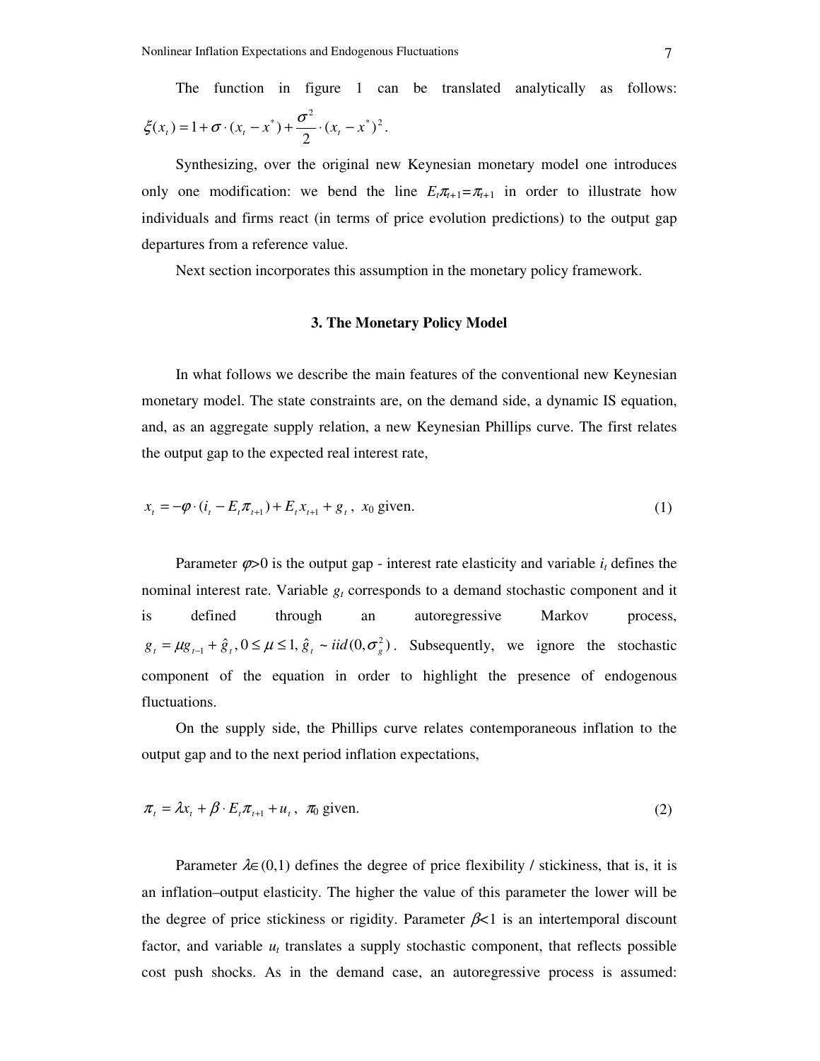The function in figure 1 can be translated analytically as follows: $\xi(x_t) = 1 + \sigma \cdot (x_t - x^*) + \frac{\sigma^2}{2} \cdot (x_t - x^*)^2$.

Synthesizing, over the original new Keynesian monetary model one introduces only one modification: we bend the line $E_t\pi_{t+1}=\pi_{t+1}$ in order to illustrate how individuals and firms react (in terms of price evolution predictions) to the output gap departures from a reference value.

Next section incorporates this assumption in the monetary policy framework.

## 3. The Monetary Policy Model

In what follows we describe the main features of the conventional new Keynesian monetary model. The state constraints are, on the demand side, a dynamic IS equation, and, as an aggregate supply relation, a new Keynesian Phillips curve. The first relates the output gap to the expected real interest rate,

$$x_t = -\varphi \cdot (i_t - E_t\pi_{t+1}) + E_t x_{t+1} + g_t, \;\; x_0 \text{ given.} \tag{1}$$

Parameter $\varphi$>0 is the output gap - interest rate elasticity and variable $i_t$ defines the nominal interest rate. Variable $g_t$ corresponds to a demand stochastic component and it is defined through an autoregressive Markov process, $g_t = \mu g_{t-1} + \hat{g}_t, 0 \leq \mu \leq 1, \hat{g}_t \sim iid(0, \sigma_g^2)$. Subsequently, we ignore the stochastic component of the equation in order to highlight the presence of endogenous fluctuations.

On the supply side, the Phillips curve relates contemporaneous inflation to the output gap and to the next period inflation expectations,

$$\pi_t = \lambda x_t + \beta \cdot E_t\pi_{t+1} + u_t, \;\; \pi_0 \text{ given.} \tag{2}$$

Parameter $\lambda \in (0,1)$ defines the degree of price flexibility / stickiness, that is, it is an inflation–output elasticity. The higher the value of this parameter the lower will be the degree of price stickiness or rigidity. Parameter $\beta$<1 is an intertemporal discount factor, and variable $u_t$ translates a supply stochastic component, that reflects possible cost push shocks. As in the demand case, an autoregressive process is assumed: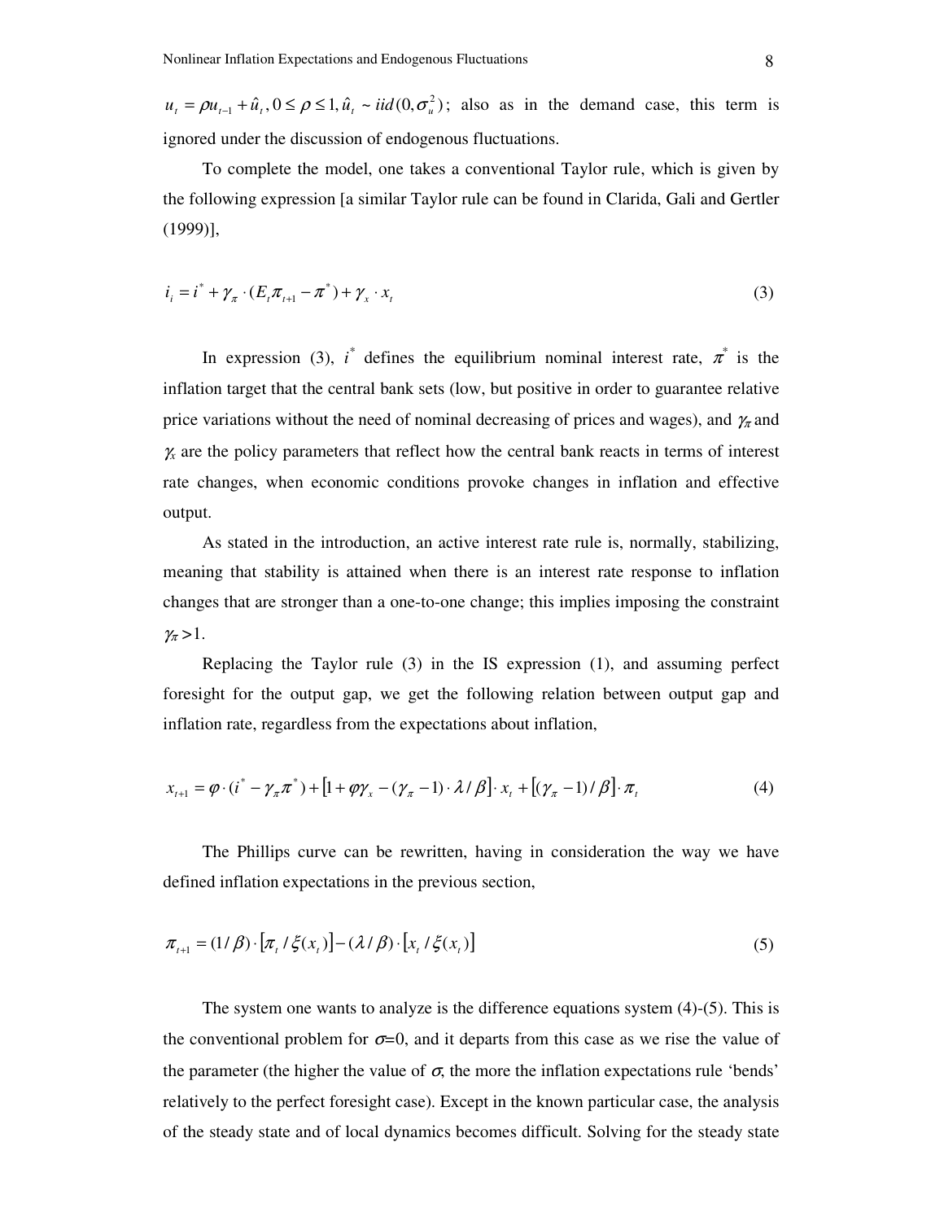$u_t = \rho u_{t-1} + \hat{u}_t, 0 \leq \rho \leq 1, \hat{u}_t \sim iid(0, \sigma_u^2)$; also as in the demand case, this term is ignored under the discussion of endogenous fluctuations.

To complete the model, one takes a conventional Taylor rule, which is given by the following expression [a similar Taylor rule can be found in Clarida, Gali and Gertler (1999)],

$$i_i = i^* + \gamma_\pi \cdot (E_t \pi_{t+1} - \pi^*) + \gamma_x \cdot x_t \tag{3}$$

In expression (3), $i^*$ defines the equilibrium nominal interest rate, $\pi^*$ is the inflation target that the central bank sets (low, but positive in order to guarantee relative price variations without the need of nominal decreasing of prices and wages), and $\gamma_\pi$ and $\gamma_x$ are the policy parameters that reflect how the central bank reacts in terms of interest rate changes, when economic conditions provoke changes in inflation and effective output.

As stated in the introduction, an active interest rate rule is, normally, stabilizing, meaning that stability is attained when there is an interest rate response to inflation changes that are stronger than a one-to-one change; this implies imposing the constraint $\gamma_\pi > 1$.

Replacing the Taylor rule (3) in the IS expression (1), and assuming perfect foresight for the output gap, we get the following relation between output gap and inflation rate, regardless from the expectations about inflation,

$$x_{t+1} = \varphi \cdot (i^* - \gamma_\pi \pi^*) + \left[1 + \varphi \gamma_x - (\gamma_\pi - 1) \cdot \lambda / \beta\right] \cdot x_t + \left[(\gamma_\pi - 1) / \beta\right] \cdot \pi_t \tag{4}$$

The Phillips curve can be rewritten, having in consideration the way we have defined inflation expectations in the previous section,

$$\pi_{t+1} = (1/\beta) \cdot \left[\pi_t / \xi(x_t)\right] - (\lambda / \beta) \cdot \left[x_t / \xi(x_t)\right] \tag{5}$$

The system one wants to analyze is the difference equations system (4)-(5). This is the conventional problem for $\sigma$=0, and it departs from this case as we rise the value of the parameter (the higher the value of $\sigma$, the more the inflation expectations rule 'bends' relatively to the perfect foresight case). Except in the known particular case, the analysis of the steady state and of local dynamics becomes difficult. Solving for the steady state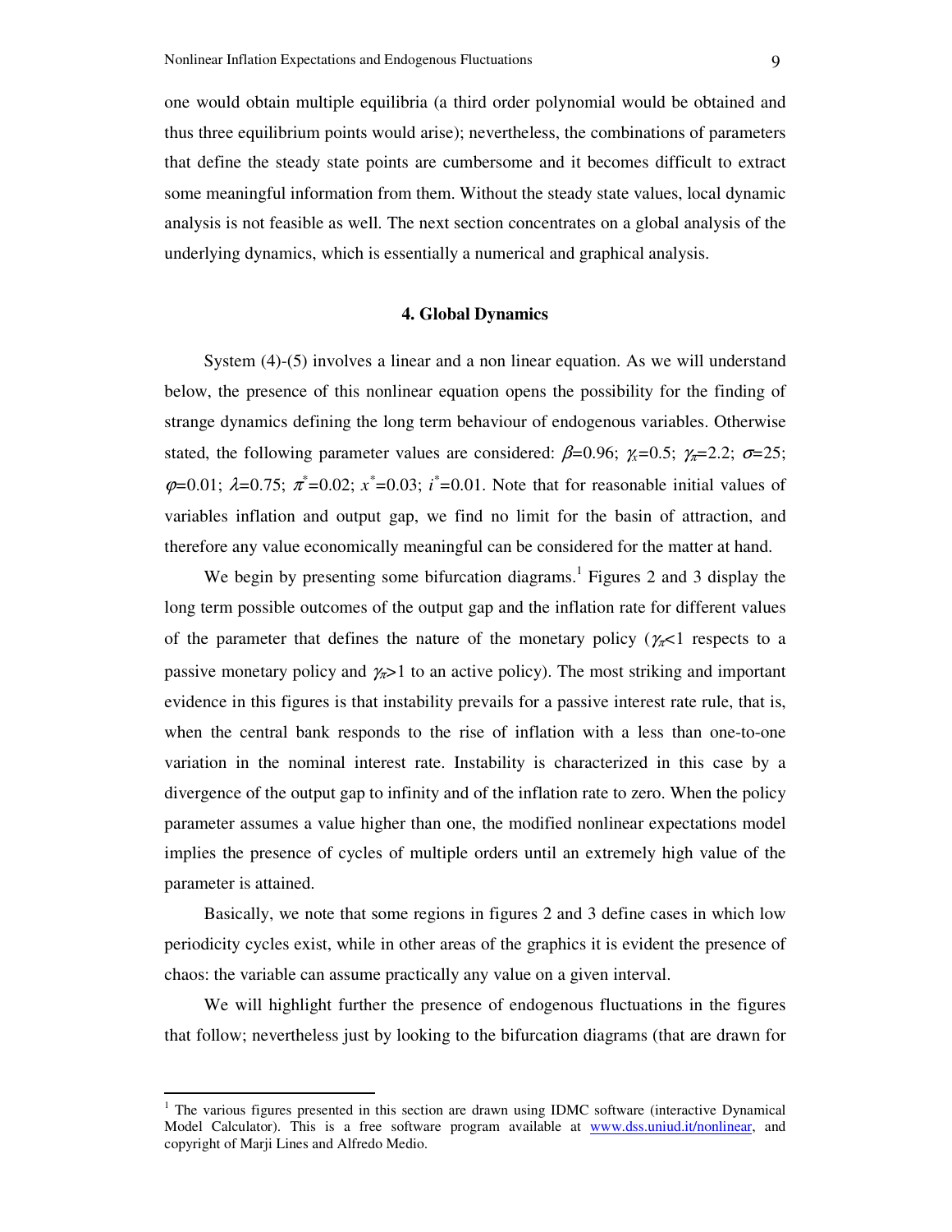one would obtain multiple equilibria (a third order polynomial would be obtained and thus three equilibrium points would arise); nevertheless, the combinations of parameters that define the steady state points are cumbersome and it becomes difficult to extract some meaningful information from them. Without the steady state values, local dynamic analysis is not feasible as well. The next section concentrates on a global analysis of the underlying dynamics, which is essentially a numerical and graphical analysis.

## 4. Global Dynamics

System (4)-(5) involves a linear and a non linear equation. As we will understand below, the presence of this nonlinear equation opens the possibility for the finding of strange dynamics defining the long term behaviour of endogenous variables. Otherwise stated, the following parameter values are considered: $\beta$=0.96; $\gamma_x$=0.5; $\gamma_\pi$=2.2; $\sigma$=25; $\varphi$=0.01; $\lambda$=0.75; $\pi^*$=0.02; $x^*$=0.03; $i^*$=0.01. Note that for reasonable initial values of variables inflation and output gap, we find no limit for the basin of attraction, and therefore any value economically meaningful can be considered for the matter at hand.

We begin by presenting some bifurcation diagrams.[1] Figures 2 and 3 display the long term possible outcomes of the output gap and the inflation rate for different values of the parameter that defines the nature of the monetary policy ($\gamma_\pi$<1 respects to a passive monetary policy and $\gamma_\pi$>1 to an active policy). The most striking and important evidence in this figures is that instability prevails for a passive interest rate rule, that is, when the central bank responds to the rise of inflation with a less than one-to-one variation in the nominal interest rate. Instability is characterized in this case by a divergence of the output gap to infinity and of the inflation rate to zero. When the policy parameter assumes a value higher than one, the modified nonlinear expectations model implies the presence of cycles of multiple orders until an extremely high value of the parameter is attained.

Basically, we note that some regions in figures 2 and 3 define cases in which low periodicity cycles exist, while in other areas of the graphics it is evident the presence of chaos: the variable can assume practically any value on a given interval.

We will highlight further the presence of endogenous fluctuations in the figures that follow; nevertheless just by looking to the bifurcation diagrams (that are drawn for

[1] The various figures presented in this section are drawn using IDMC software (interactive Dynamical Model Calculator). This is a free software program available at www.dss.uniud.it/nonlinear, and copyright of Marji Lines and Alfredo Medio.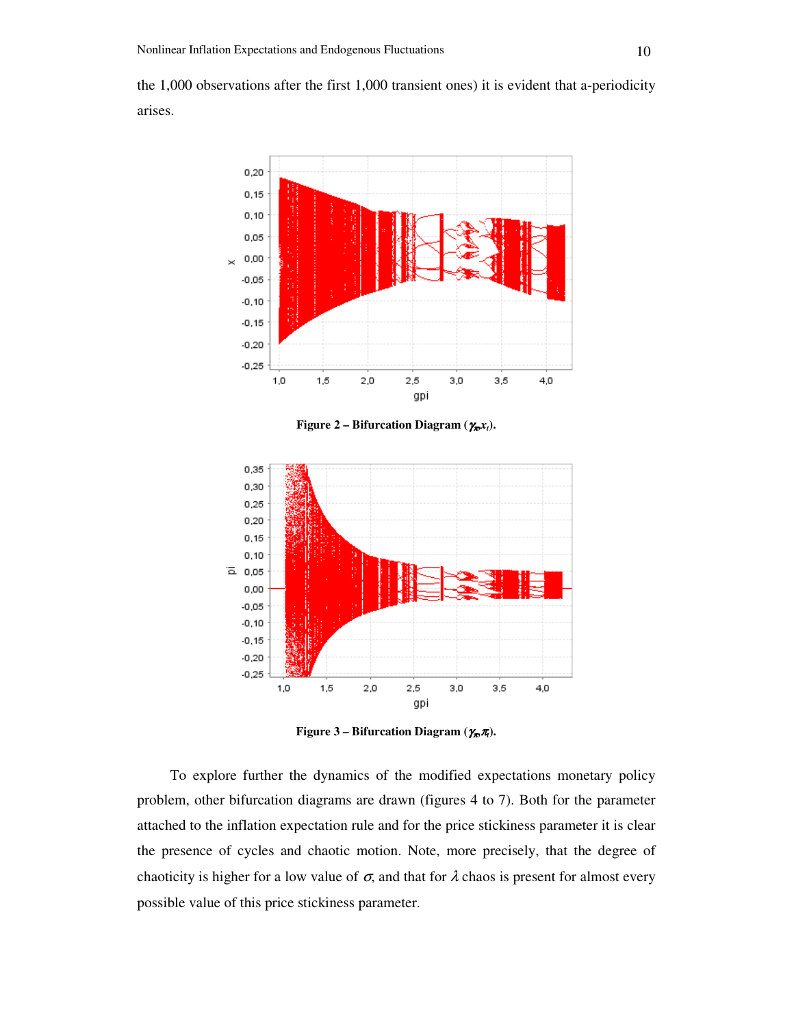the 1,000 observations after the first 1,000 transient ones) it is evident that a-periodicity arises.

**Figure 2 – Bifurcation Diagram ($\gamma_\pi$,$x_t$).**

**Figure 3 – Bifurcation Diagram ($\gamma_\pi$,$\pi_t$).**

To explore further the dynamics of the modified expectations monetary policy problem, other bifurcation diagrams are drawn (figures 4 to 7). Both for the parameter attached to the inflation expectation rule and for the price stickiness parameter it is clear the presence of cycles and chaotic motion. Note, more precisely, that the degree of chaoticity is higher for a low value of $\sigma$, and that for $\lambda$ chaos is present for almost every possible value of this price stickiness parameter.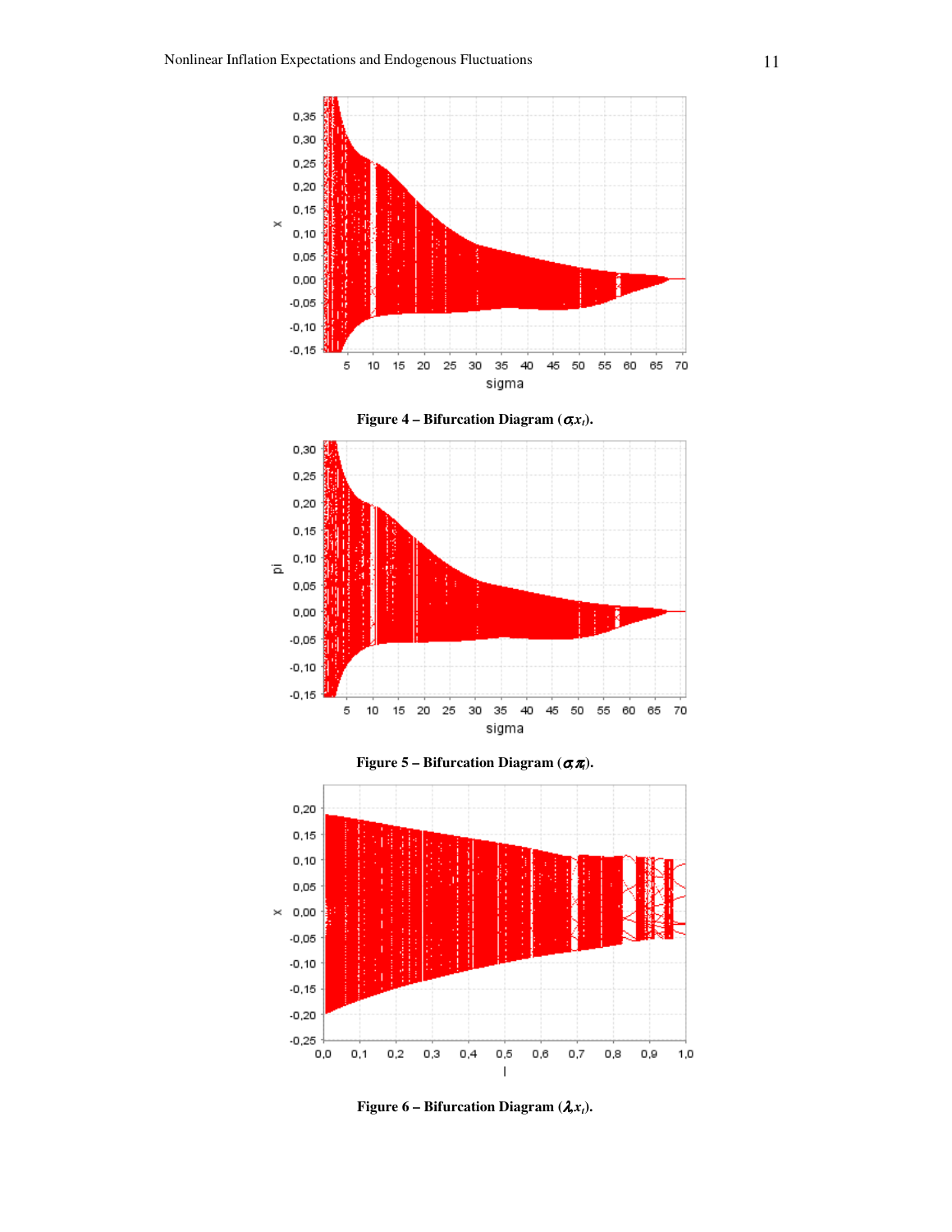**Figure 4 – Bifurcation Diagram ($\sigma$,$x_t$).**

**Figure 5 – Bifurcation Diagram ($\sigma$,$\pi_t$).**

**Figure 6 – Bifurcation Diagram ($\lambda$,$x_t$).**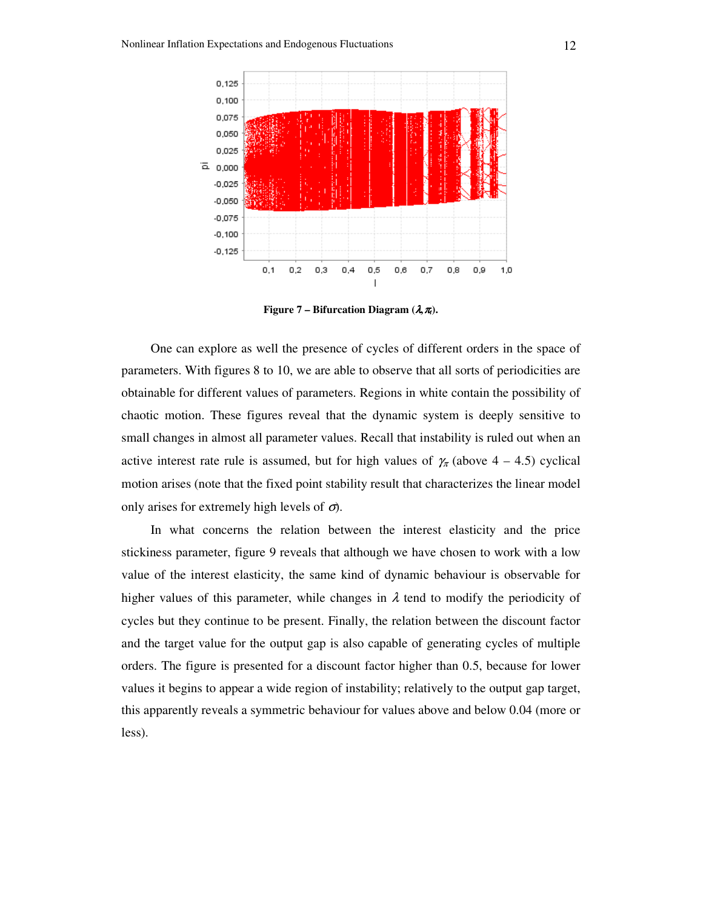Figure 7 – Bifurcation Diagram ($\lambda$, $\pi_t$).

One can explore as well the presence of cycles of different orders in the space of parameters. With figures 8 to 10, we are able to observe that all sorts of periodicities are obtainable for different values of parameters. Regions in white contain the possibility of chaotic motion. These figures reveal that the dynamic system is deeply sensitive to small changes in almost all parameter values. Recall that instability is ruled out when an active interest rate rule is assumed, but for high values of $\gamma_\pi$ (above 4 – 4.5) cyclical motion arises (note that the fixed point stability result that characterizes the linear model only arises for extremely high levels of $\sigma$).

In what concerns the relation between the interest elasticity and the price stickiness parameter, figure 9 reveals that although we have chosen to work with a low value of the interest elasticity, the same kind of dynamic behaviour is observable for higher values of this parameter, while changes in $\lambda$ tend to modify the periodicity of cycles but they continue to be present. Finally, the relation between the discount factor and the target value for the output gap is also capable of generating cycles of multiple orders. The figure is presented for a discount factor higher than 0.5, because for lower values it begins to appear a wide region of instability; relatively to the output gap target, this apparently reveals a symmetric behaviour for values above and below 0.04 (more or less).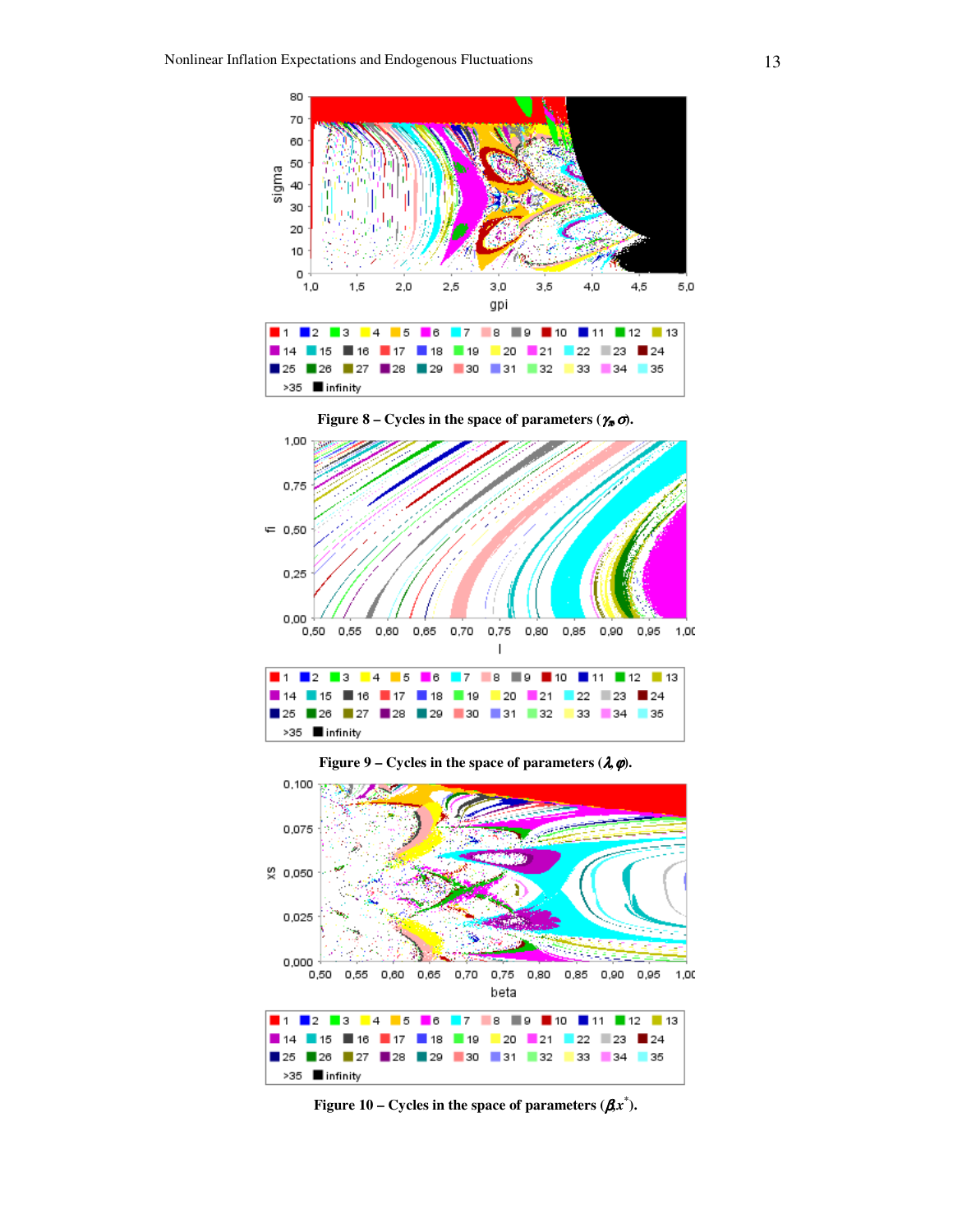Figure 8 – Cycles in the space of parameters ($\gamma_\pi$,$\sigma$).

Figure 9 – Cycles in the space of parameters ($\lambda$,$\varphi$).

Figure 10 – Cycles in the space of parameters ($\beta$,$x^*$).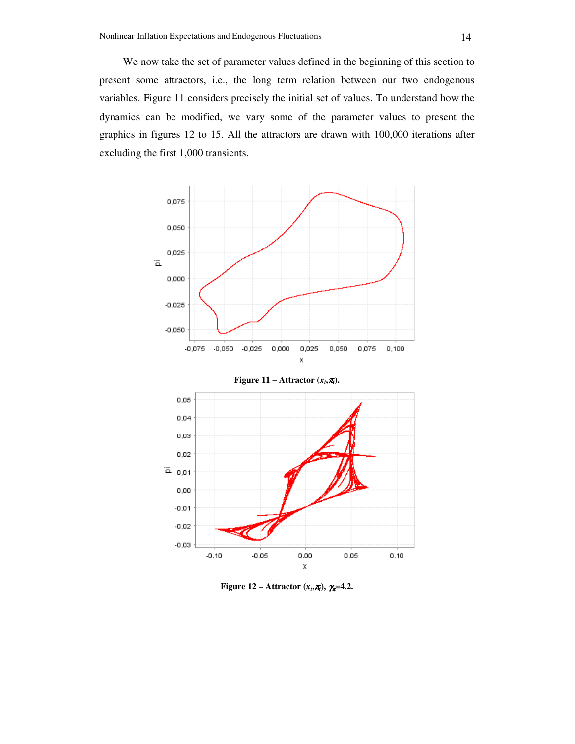We now take the set of parameter values defined in the beginning of this section to present some attractors, i.e., the long term relation between our two endogenous variables. Figure 11 considers precisely the initial set of values. To understand how the dynamics can be modified, we vary some of the parameter values to present the graphics in figures 12 to 15. All the attractors are drawn with 100,000 iterations after excluding the first 1,000 transients.

**Figure 11 – Attractor ($x_t$,$\pi_t$).**

**Figure 12 – Attractor ($x_t$,$\pi_t$), $\gamma_\pi$=4.2.**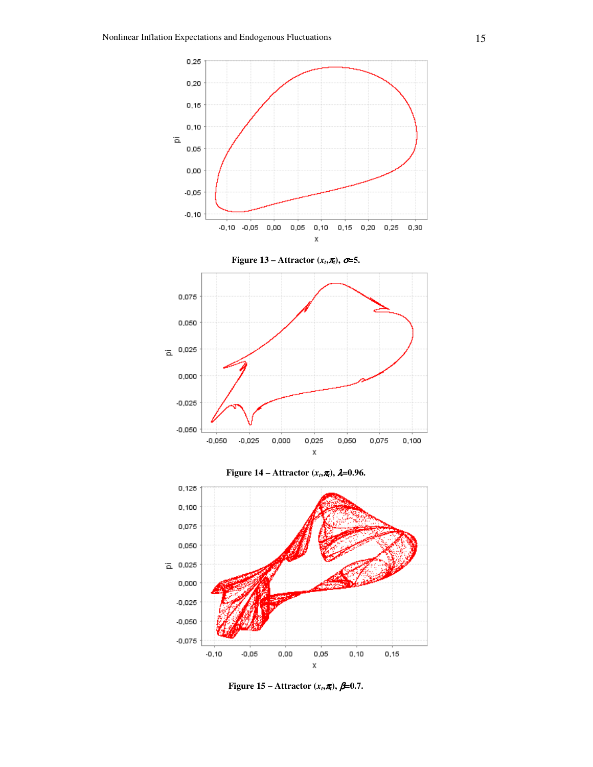**Figure 13 – Attractor $(x_t,\pi_t)$, $\sigma$=5.**

**Figure 14 – Attractor $(x_t,\pi_t)$, $\lambda$=0.96.**

**Figure 15 – Attractor $(x_t,\pi_t)$, $\beta$=0.7.**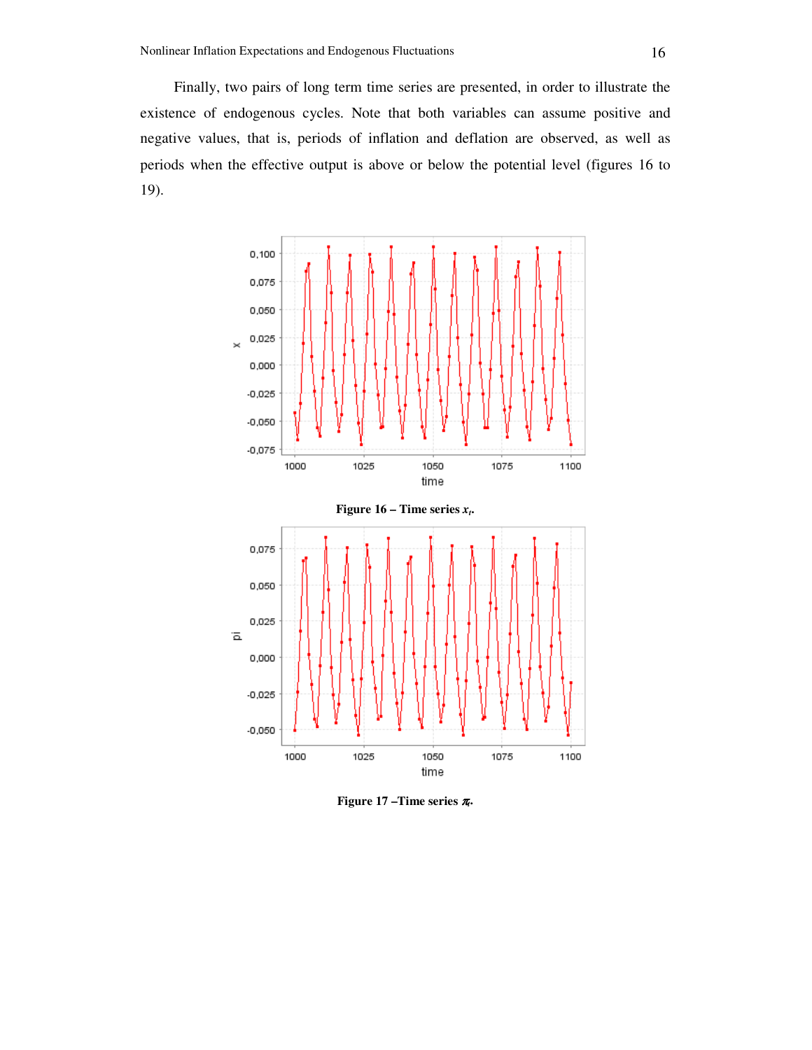Finally, two pairs of long term time series are presented, in order to illustrate the existence of endogenous cycles. Note that both variables can assume positive and negative values, that is, periods of inflation and deflation are observed, as well as periods when the effective output is above or below the potential level (figures 16 to 19).

**Figure 16 – Time series $x_t$.**

**Figure 17 –Time series $\pi_t$.**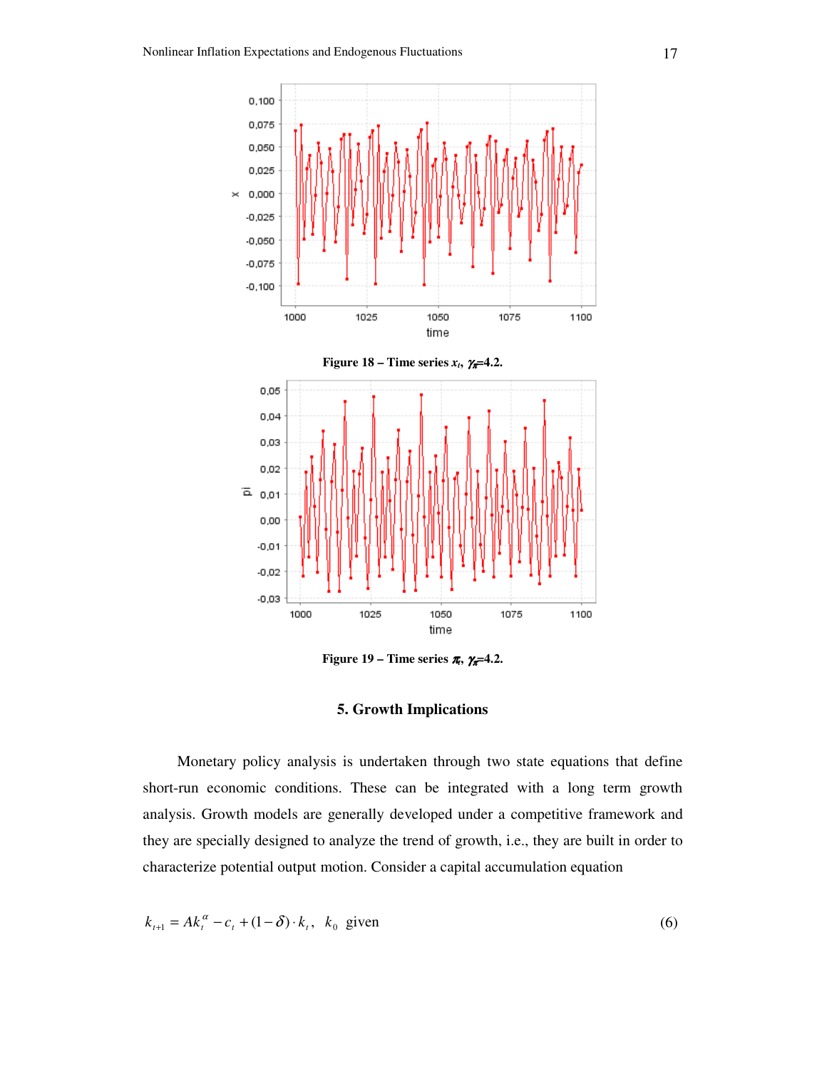**Figure 18 – Time series $x_t$, $\gamma_\pi$=4.2.**

**Figure 19 – Time series $\pi_t$, $\gamma_\pi$=4.2.**

## 5. Growth Implications

Monetary policy analysis is undertaken through two state equations that define short-run economic conditions. These can be integrated with a long term growth analysis. Growth models are generally developed under a competitive framework and they are specially designed to analyze the trend of growth, i.e., they are built in order to characterize potential output motion. Consider a capital accumulation equation

$$k_{t+1} = Ak_t^{\alpha} - c_t + (1-\delta) \cdot k_t, \quad k_0 \text{ given} \tag{6}$$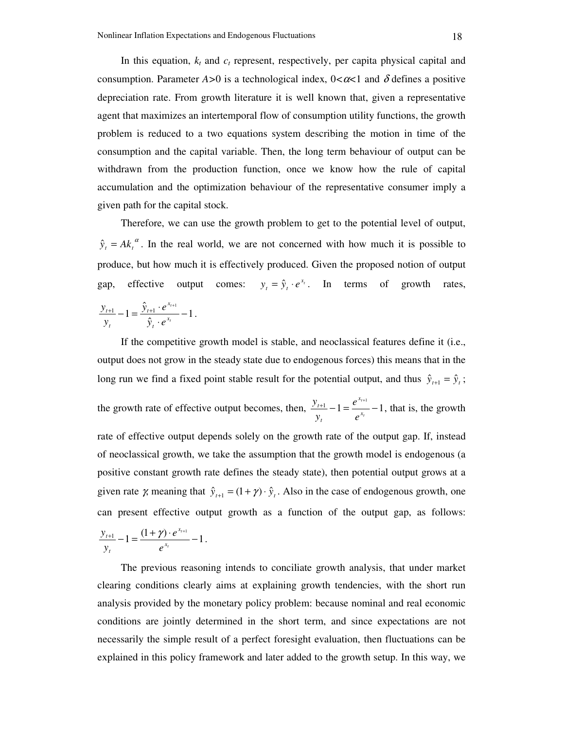In this equation, $k_t$ and $c_t$ represent, respectively, per capita physical capital and consumption. Parameter $A>0$ is a technological index, $0<\alpha<1$ and $\delta$ defines a positive depreciation rate. From growth literature it is well known that, given a representative agent that maximizes an intertemporal flow of consumption utility functions, the growth problem is reduced to a two equations system describing the motion in time of the consumption and the capital variable. Then, the long term behaviour of output can be withdrawn from the production function, once we know how the rule of capital accumulation and the optimization behaviour of the representative consumer imply a given path for the capital stock.

Therefore, we can use the growth problem to get to the potential level of output, $\hat{y}_t = Ak_t^{\alpha}$. In the real world, we are not concerned with how much it is possible to produce, but how much it is effectively produced. Given the proposed notion of output gap, effective output comes: $y_t = \hat{y}_t \cdot e^{x_t}$. In terms of growth rates, $\frac{y_{t+1}}{y_t} - 1 = \frac{\hat{y}_{t+1} \cdot e^{x_{t+1}}}{\hat{y}_t \cdot e^{x_t}} - 1$.

If the competitive growth model is stable, and neoclassical features define it (i.e., output does not grow in the steady state due to endogenous forces) this means that in the long run we find a fixed point stable result for the potential output, and thus $\hat{y}_{t+1} = \hat{y}_t$; the growth rate of effective output becomes, then, $\frac{y_{t+1}}{y_t} - 1 = \frac{e^{x_{t+1}}}{e^{x_t}} - 1$, that is, the growth rate of effective output depends solely on the growth rate of the output gap. If, instead of neoclassical growth, we take the assumption that the growth model is endogenous (a positive constant growth rate defines the steady state), then potential output grows at a given rate $\gamma$, meaning that $\hat{y}_{t+1} = (1+\gamma) \cdot \hat{y}_t$. Also in the case of endogenous growth, one can present effective output growth as a function of the output gap, as follows: $\frac{y_{t+1}}{y_t} - 1 = \frac{(1+\gamma) \cdot e^{x_{t+1}}}{e^{x_t}} - 1$.

The previous reasoning intends to conciliate growth analysis, that under market clearing conditions clearly aims at explaining growth tendencies, with the short run analysis provided by the monetary policy problem: because nominal and real economic conditions are jointly determined in the short term, and since expectations are not necessarily the simple result of a perfect foresight evaluation, then fluctuations can be explained in this policy framework and later added to the growth setup. In this way, we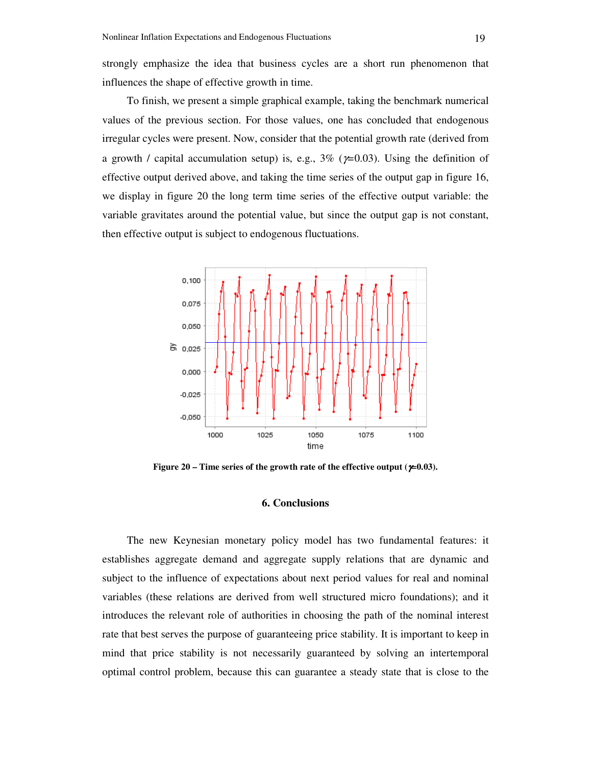strongly emphasize the idea that business cycles are a short run phenomenon that influences the shape of effective growth in time.

To finish, we present a simple graphical example, taking the benchmark numerical values of the previous section. For those values, one has concluded that endogenous irregular cycles were present. Now, consider that the potential growth rate (derived from a growth / capital accumulation setup) is, e.g., 3% ($\gamma$=0.03). Using the definition of effective output derived above, and taking the time series of the output gap in figure 16, we display in figure 20 the long term time series of the effective output variable: the variable gravitates around the potential value, but since the output gap is not constant, then effective output is subject to endogenous fluctuations.

**Figure 20 – Time series of the growth rate of the effective output ($\gamma$=0.03).**

## 6. Conclusions

The new Keynesian monetary policy model has two fundamental features: it establishes aggregate demand and aggregate supply relations that are dynamic and subject to the influence of expectations about next period values for real and nominal variables (these relations are derived from well structured micro foundations); and it introduces the relevant role of authorities in choosing the path of the nominal interest rate that best serves the purpose of guaranteeing price stability. It is important to keep in mind that price stability is not necessarily guaranteed by solving an intertemporal optimal control problem, because this can guarantee a steady state that is close to the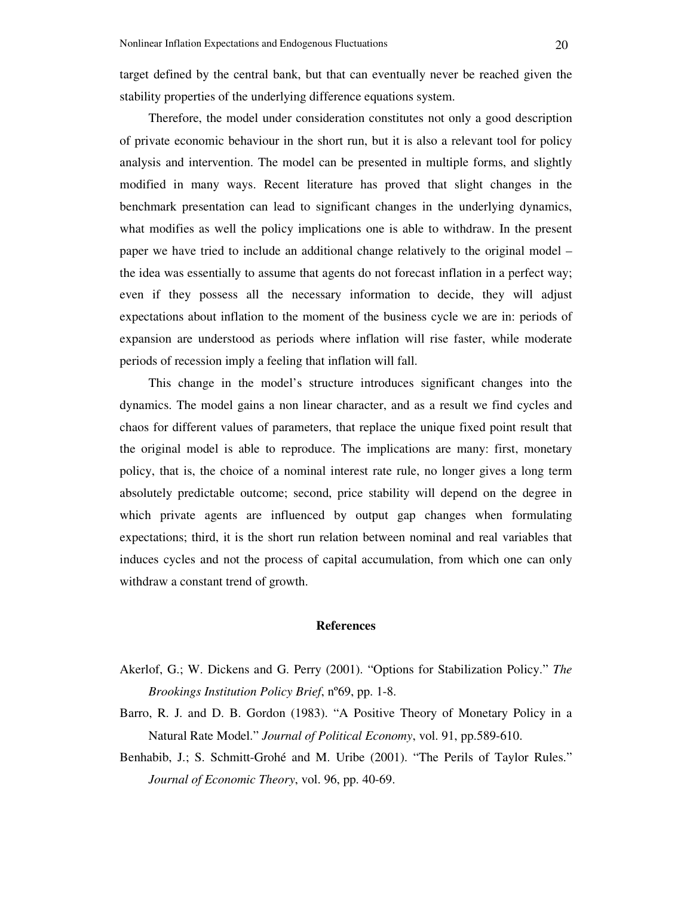target defined by the central bank, but that can eventually never be reached given the stability properties of the underlying difference equations system.

Therefore, the model under consideration constitutes not only a good description of private economic behaviour in the short run, but it is also a relevant tool for policy analysis and intervention. The model can be presented in multiple forms, and slightly modified in many ways. Recent literature has proved that slight changes in the benchmark presentation can lead to significant changes in the underlying dynamics, what modifies as well the policy implications one is able to withdraw. In the present paper we have tried to include an additional change relatively to the original model – the idea was essentially to assume that agents do not forecast inflation in a perfect way; even if they possess all the necessary information to decide, they will adjust expectations about inflation to the moment of the business cycle we are in: periods of expansion are understood as periods where inflation will rise faster, while moderate periods of recession imply a feeling that inflation will fall.

This change in the model's structure introduces significant changes into the dynamics. The model gains a non linear character, and as a result we find cycles and chaos for different values of parameters, that replace the unique fixed point result that the original model is able to reproduce. The implications are many: first, monetary policy, that is, the choice of a nominal interest rate rule, no longer gives a long term absolutely predictable outcome; second, price stability will depend on the degree in which private agents are influenced by output gap changes when formulating expectations; third, it is the short run relation between nominal and real variables that induces cycles and not the process of capital accumulation, from which one can only withdraw a constant trend of growth.

## References

Akerlof, G.; W. Dickens and G. Perry (2001). "Options for Stabilization Policy." *The Brookings Institution Policy Brief*, nº69, pp. 1-8.

Barro, R. J. and D. B. Gordon (1983). "A Positive Theory of Monetary Policy in a Natural Rate Model." *Journal of Political Economy*, vol. 91, pp.589-610.

Benhabib, J.; S. Schmitt-Grohé and M. Uribe (2001). "The Perils of Taylor Rules." *Journal of Economic Theory*, vol. 96, pp. 40-69.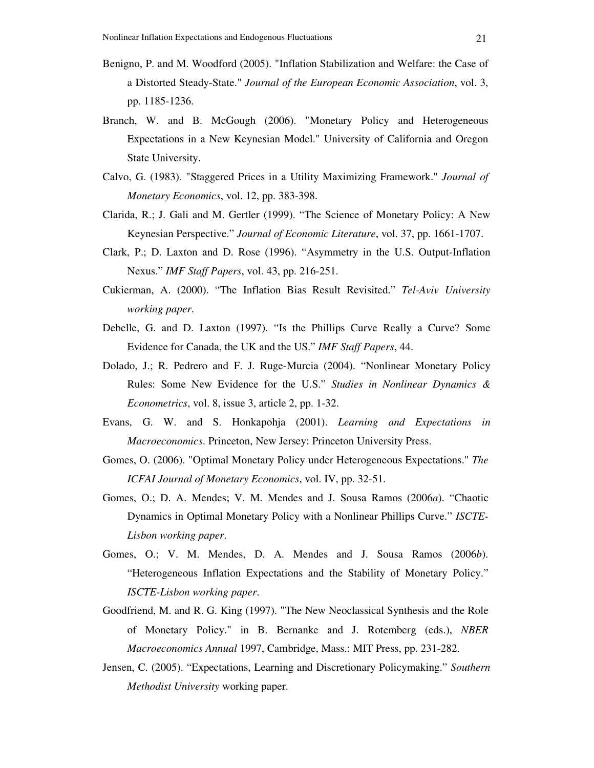Benigno, P. and M. Woodford (2005). "Inflation Stabilization and Welfare: the Case of a Distorted Steady-State." *Journal of the European Economic Association*, vol. 3, pp. 1185-1236.

Branch, W. and B. McGough (2006). "Monetary Policy and Heterogeneous Expectations in a New Keynesian Model." University of California and Oregon State University.

Calvo, G. (1983). "Staggered Prices in a Utility Maximizing Framework." *Journal of Monetary Economics*, vol. 12, pp. 383-398.

Clarida, R.; J. Gali and M. Gertler (1999). "The Science of Monetary Policy: A New Keynesian Perspective." *Journal of Economic Literature*, vol. 37, pp. 1661-1707.

Clark, P.; D. Laxton and D. Rose (1996). "Asymmetry in the U.S. Output-Inflation Nexus." *IMF Staff Papers*, vol. 43, pp. 216-251.

Cukierman, A. (2000). "The Inflation Bias Result Revisited." *Tel-Aviv University working paper*.

Debelle, G. and D. Laxton (1997). "Is the Phillips Curve Really a Curve? Some Evidence for Canada, the UK and the US." *IMF Staff Papers*, 44.

Dolado, J.; R. Pedrero and F. J. Ruge-Murcia (2004). "Nonlinear Monetary Policy Rules: Some New Evidence for the U.S." *Studies in Nonlinear Dynamics & Econometrics*, vol. 8, issue 3, article 2, pp. 1-32.

Evans, G. W. and S. Honkapohja (2001). *Learning and Expectations in Macroeconomics*. Princeton, New Jersey: Princeton University Press.

Gomes, O. (2006). "Optimal Monetary Policy under Heterogeneous Expectations." *The ICFAI Journal of Monetary Economics*, vol. IV, pp. 32-51.

Gomes, O.; D. A. Mendes; V. M. Mendes and J. Sousa Ramos (2006*a*). "Chaotic Dynamics in Optimal Monetary Policy with a Nonlinear Phillips Curve." *ISCTE-Lisbon working paper*.

Gomes, O.; V. M. Mendes, D. A. Mendes and J. Sousa Ramos (2006*b*). "Heterogeneous Inflation Expectations and the Stability of Monetary Policy." *ISCTE-Lisbon working paper*.

Goodfriend, M. and R. G. King (1997). "The New Neoclassical Synthesis and the Role of Monetary Policy." in B. Bernanke and J. Rotemberg (eds.), *NBER Macroeconomics Annual* 1997, Cambridge, Mass.: MIT Press, pp. 231-282.

Jensen, C. (2005). "Expectations, Learning and Discretionary Policymaking." *Southern Methodist University* working paper.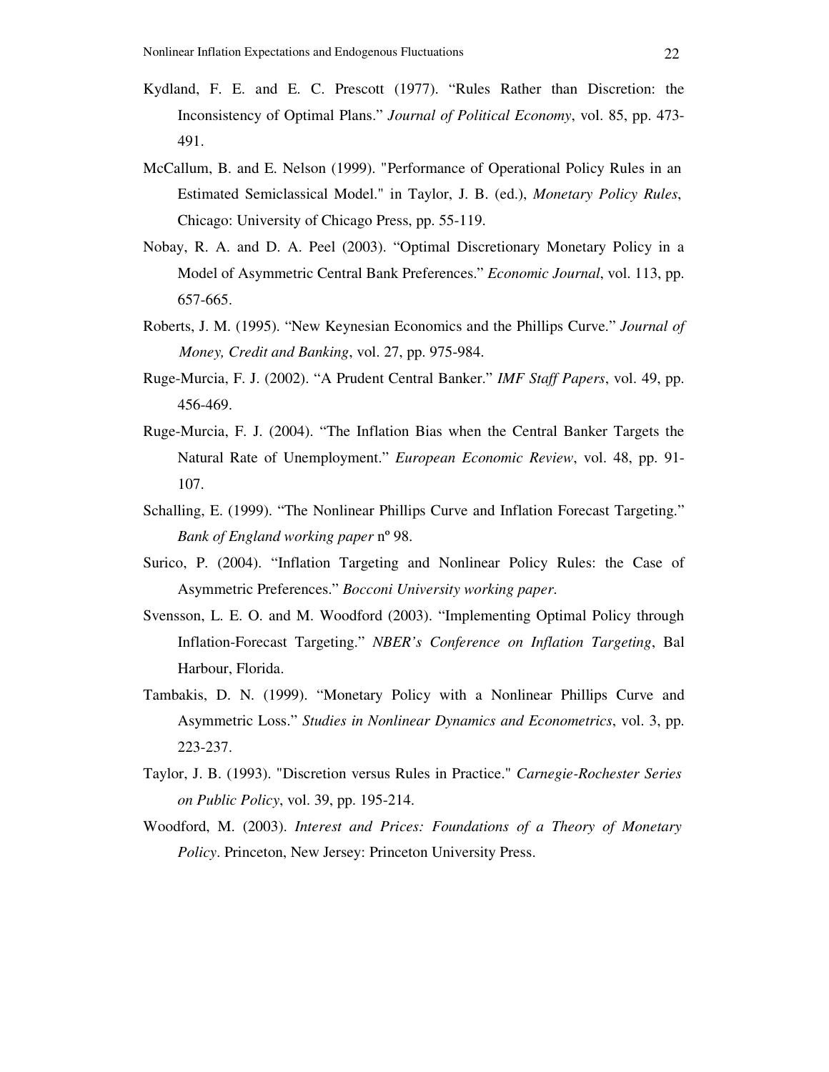Kydland, F. E. and E. C. Prescott (1977). "Rules Rather than Discretion: the Inconsistency of Optimal Plans." *Journal of Political Economy*, vol. 85, pp. 473-491.

McCallum, B. and E. Nelson (1999). "Performance of Operational Policy Rules in an Estimated Semiclassical Model." in Taylor, J. B. (ed.), *Monetary Policy Rules*, Chicago: University of Chicago Press, pp. 55-119.

Nobay, R. A. and D. A. Peel (2003). "Optimal Discretionary Monetary Policy in a Model of Asymmetric Central Bank Preferences." *Economic Journal*, vol. 113, pp. 657-665.

Roberts, J. M. (1995). "New Keynesian Economics and the Phillips Curve." *Journal of Money, Credit and Banking*, vol. 27, pp. 975-984.

Ruge-Murcia, F. J. (2002). "A Prudent Central Banker." *IMF Staff Papers*, vol. 49, pp. 456-469.

Ruge-Murcia, F. J. (2004). "The Inflation Bias when the Central Banker Targets the Natural Rate of Unemployment." *European Economic Review*, vol. 48, pp. 91-107.

Schalling, E. (1999). "The Nonlinear Phillips Curve and Inflation Forecast Targeting." *Bank of England working paper* nº 98.

Surico, P. (2004). "Inflation Targeting and Nonlinear Policy Rules: the Case of Asymmetric Preferences." *Bocconi University working paper*.

Svensson, L. E. O. and M. Woodford (2003). "Implementing Optimal Policy through Inflation-Forecast Targeting." *NBER's Conference on Inflation Targeting*, Bal Harbour, Florida.

Tambakis, D. N. (1999). "Monetary Policy with a Nonlinear Phillips Curve and Asymmetric Loss." *Studies in Nonlinear Dynamics and Econometrics*, vol. 3, pp. 223-237.

Taylor, J. B. (1993). "Discretion versus Rules in Practice." *Carnegie-Rochester Series on Public Policy*, vol. 39, pp. 195-214.

Woodford, M. (2003). *Interest and Prices: Foundations of a Theory of Monetary Policy*. Princeton, New Jersey: Princeton University Press.